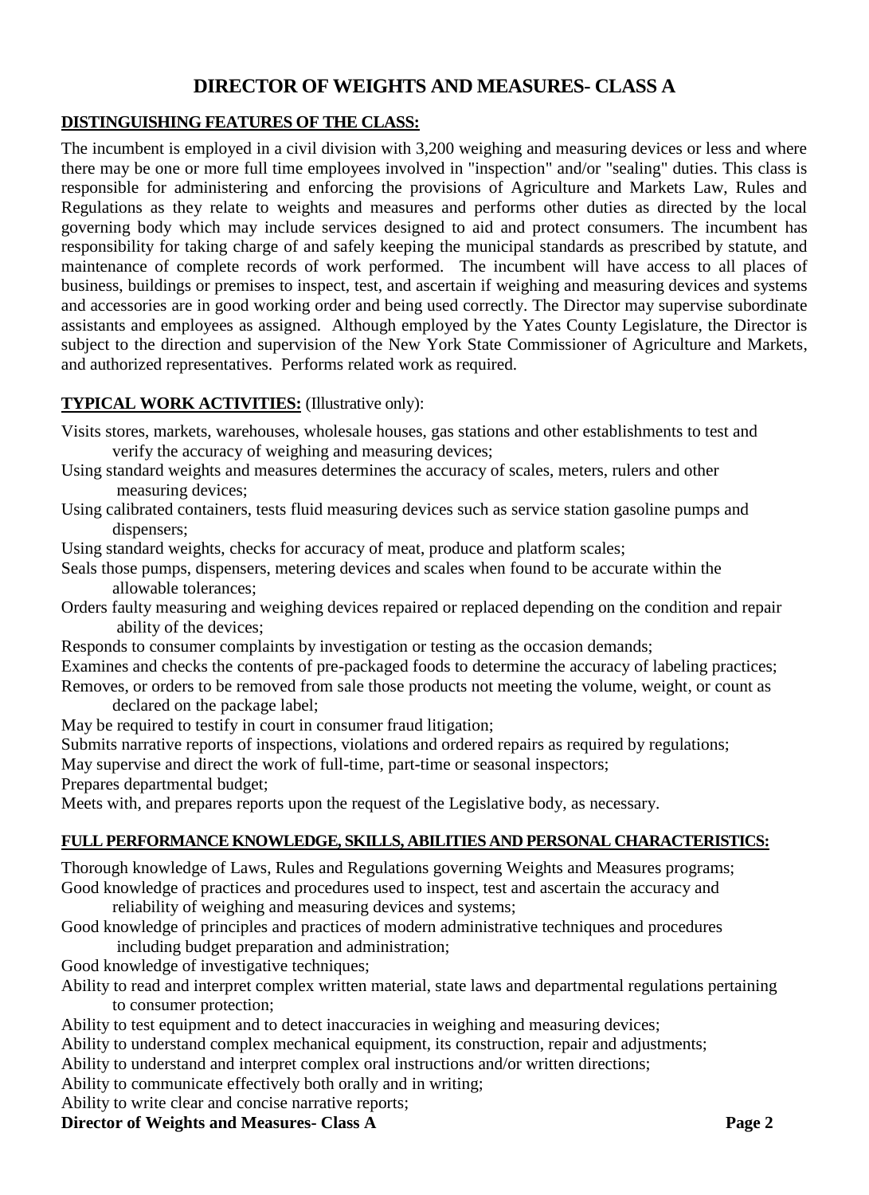# DIRECTOR OF WEIGHTS AND MEASURES- CLASS A

## DISTINGUISHING FEATURES OF THE CLASS:

The incumbent is employed in a civil division with 3,200 weighing and measuring devices or less and where there may be one or more full time employees involved in "inspection" and/or "sealing" duties. This class is responsible for administering and enforcing the provisions of Agriculture and Markets Law, Rules and Regulations as they relate to weights and measures and performs other duties as directed by the local governing body which may include services designed to aid and protect consumers. The incumbent has responsibility for taking charge of and safely keeping the municipal standards as prescribed by statute, and maintenance of complete records of work performed. The incumbent will have access to all places of business, buildings or premises to inspect, test, and ascertain if weighing and measuring devices and systems and accessories are in good working order and being used correctly. The Director may supervise subordinate assistants and employees as assigned. Although employed by the Yates County Legislature, the Director is subject to the direction and supervision of the New York State Commissioner of Agriculture and Markets, and authorized representatives. Performs related work as required.

## TYPICAL WORK ACTIVITIES: (Illustrative only):

Visits stores, markets, warehouses, wholesale houses, gas stations and other establishments to test and verify the accuracy of weighing and measuring devices;
Using standard weights and measures determines the accuracy of scales, meters, rulers and other measuring devices;
Using calibrated containers, tests fluid measuring devices such as service station gasoline pumps and dispensers;
Using standard weights, checks for accuracy of meat, produce and platform scales;
Seals those pumps, dispensers, metering devices and scales when found to be accurate within the allowable tolerances;
Orders faulty measuring and weighing devices repaired or replaced depending on the condition and repair ability of the devices;
Responds to consumer complaints by investigation or testing as the occasion demands;
Examines and checks the contents of pre-packaged foods to determine the accuracy of labeling practices;
Removes, or orders to be removed from sale those products not meeting the volume, weight, or count as declared on the package label;
May be required to testify in court in consumer fraud litigation;
Submits narrative reports of inspections, violations and ordered repairs as required by regulations;
May supervise and direct the work of full-time, part-time or seasonal inspectors;
Prepares departmental budget;
Meets with, and prepares reports upon the request of the Legislative body, as necessary.

## FULL PERFORMANCE KNOWLEDGE, SKILLS, ABILITIES AND PERSONAL CHARACTERISTICS:

Thorough knowledge of Laws, Rules and Regulations governing Weights and Measures programs;
Good knowledge of practices and procedures used to inspect, test and ascertain the accuracy and reliability of weighing and measuring devices and systems;
Good knowledge of principles and practices of modern administrative techniques and procedures including budget preparation and administration;
Good knowledge of investigative techniques;
Ability to read and interpret complex written material, state laws and departmental regulations pertaining to consumer protection;
Ability to test equipment and to detect inaccuracies in weighing and measuring devices;
Ability to understand complex mechanical equipment, its construction, repair and adjustments;
Ability to understand and interpret complex oral instructions and/or written directions;
Ability to communicate effectively both orally and in writing;
Ability to write clear and concise narrative reports;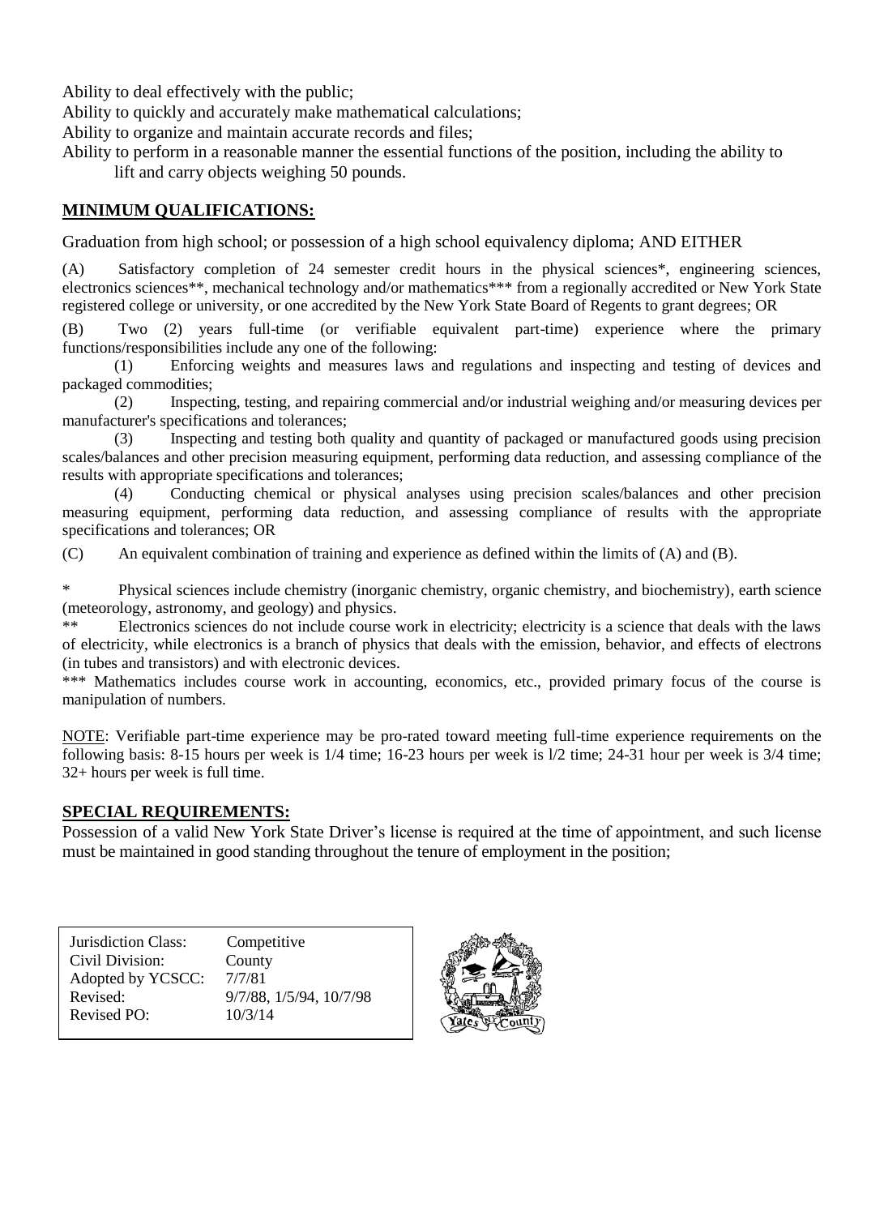Ability to deal effectively with the public;
Ability to quickly and accurately make mathematical calculations;
Ability to organize and maintain accurate records and files;
Ability to perform in a reasonable manner the essential functions of the position, including the ability to lift and carry objects weighing 50 pounds.

## MINIMUM QUALIFICATIONS:

Graduation from high school; or possession of a high school equivalency diploma; AND EITHER

(A) Satisfactory completion of 24 semester credit hours in the physical sciences*, engineering sciences, electronics sciences**, mechanical technology and/or mathematics*** from a regionally accredited or New York State registered college or university, or one accredited by the New York State Board of Regents to grant degrees; OR

(B) Two (2) years full-time (or verifiable equivalent part-time) experience where the primary functions/responsibilities include any one of the following:

(1) Enforcing weights and measures laws and regulations and inspecting and testing of devices and packaged commodities;

(2) Inspecting, testing, and repairing commercial and/or industrial weighing and/or measuring devices per manufacturer's specifications and tolerances;

(3) Inspecting and testing both quality and quantity of packaged or manufactured goods using precision scales/balances and other precision measuring equipment, performing data reduction, and assessing compliance of the results with appropriate specifications and tolerances;

(4) Conducting chemical or physical analyses using precision scales/balances and other precision measuring equipment, performing data reduction, and assessing compliance of results with the appropriate specifications and tolerances; OR

(C) An equivalent combination of training and experience as defined within the limits of (A) and (B).

\* Physical sciences include chemistry (inorganic chemistry, organic chemistry, and biochemistry), earth science (meteorology, astronomy, and geology) and physics.

** Electronics sciences do not include course work in electricity; electricity is a science that deals with the laws of electricity, while electronics is a branch of physics that deals with the emission, behavior, and effects of electrons (in tubes and transistors) and with electronic devices.

*** Mathematics includes course work in accounting, economics, etc., provided primary focus of the course is manipulation of numbers.

NOTE: Verifiable part-time experience may be pro-rated toward meeting full-time experience requirements on the following basis: 8-15 hours per week is 1/4 time; 16-23 hours per week is l/2 time; 24-31 hour per week is 3/4 time; 32+ hours per week is full time.

## SPECIAL REQUIREMENTS:

Possession of a valid New York State Driver's license is required at the time of appointment, and such license must be maintained in good standing throughout the tenure of employment in the position;

| | |
|---|---|
| Jurisdiction Class: | Competitive |
| Civil Division: | County |
| Adopted by YCSCC: | 7/7/81 |
| Revised: | 9/7/88, 1/5/94, 10/7/98 |
| Revised PO: | 10/3/14 |